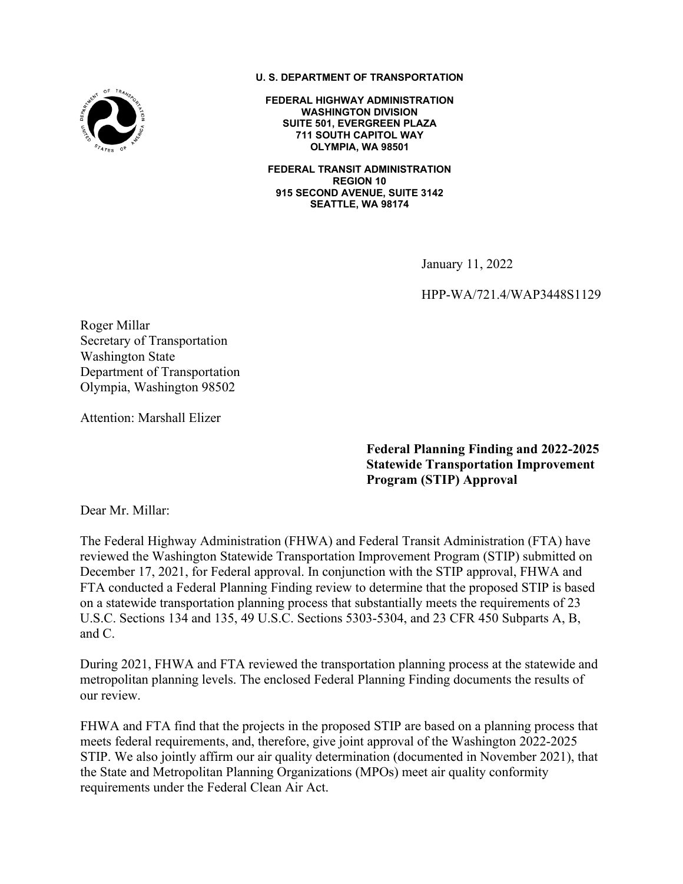**U. S. DEPARTMENT OF TRANSPORTATION**

**FEDERAL HIGHWAY ADMINISTRATION**
**WASHINGTON DIVISION**
**SUITE 501, EVERGREEN PLAZA**
**711 SOUTH CAPITOL WAY**
**OLYMPIA, WA 98501**

**FEDERAL TRANSIT ADMINISTRATION**
**REGION 10**
**915 SECOND AVENUE, SUITE 3142**
**SEATTLE, WA 98174**

January 11, 2022

HPP-WA/721.4/WAP3448S1129

Roger Millar
Secretary of Transportation
Washington State
Department of Transportation
Olympia, Washington 98502

Attention: Marshall Elizer

**Federal Planning Finding and 2022-2025 Statewide Transportation Improvement Program (STIP) Approval**

Dear Mr. Millar:

The Federal Highway Administration (FHWA) and Federal Transit Administration (FTA) have reviewed the Washington Statewide Transportation Improvement Program (STIP) submitted on December 17, 2021, for Federal approval. In conjunction with the STIP approval, FHWA and FTA conducted a Federal Planning Finding review to determine that the proposed STIP is based on a statewide transportation planning process that substantially meets the requirements of 23 U.S.C. Sections 134 and 135, 49 U.S.C. Sections 5303-5304, and 23 CFR 450 Subparts A, B, and C.

During 2021, FHWA and FTA reviewed the transportation planning process at the statewide and metropolitan planning levels. The enclosed Federal Planning Finding documents the results of our review.

FHWA and FTA find that the projects in the proposed STIP are based on a planning process that meets federal requirements, and, therefore, give joint approval of the Washington 2022-2025 STIP. We also jointly affirm our air quality determination (documented in November 2021), that the State and Metropolitan Planning Organizations (MPOs) meet air quality conformity requirements under the Federal Clean Air Act.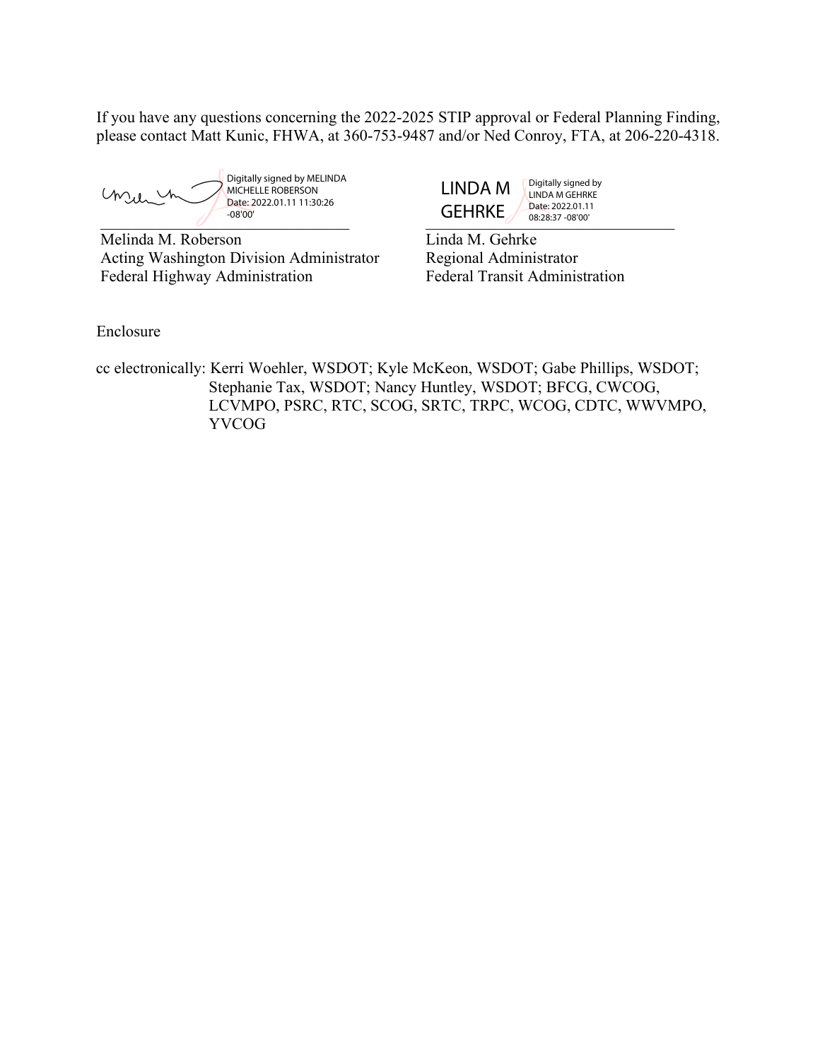If you have any questions concerning the 2022-2025 STIP approval or Federal Planning Finding, please contact Matt Kunic, FHWA, at 360-753-9487 and/or Ned Conroy, FTA, at 206-220-4318.

Digitally signed by MELINDA MICHELLE ROBERSON
Date: 2022.01.11 11:30:26 -08'00'

Melinda M. Roberson
Acting Washington Division Administrator
Federal Highway Administration

LINDA M GEHRKE
Digitally signed by LINDA M GEHRKE
Date: 2022.01.11 08:28:37 -08'00'

Linda M. Gehrke
Regional Administrator
Federal Transit Administration

Enclosure

cc electronically: Kerri Woehler, WSDOT; Kyle McKeon, WSDOT; Gabe Phillips, WSDOT; Stephanie Tax, WSDOT; Nancy Huntley, WSDOT; BFCG, CWCOG, LCVMPO, PSRC, RTC, SCOG, SRTC, TRPC, WCOG, CDTC, WWVMPO, YVCOG